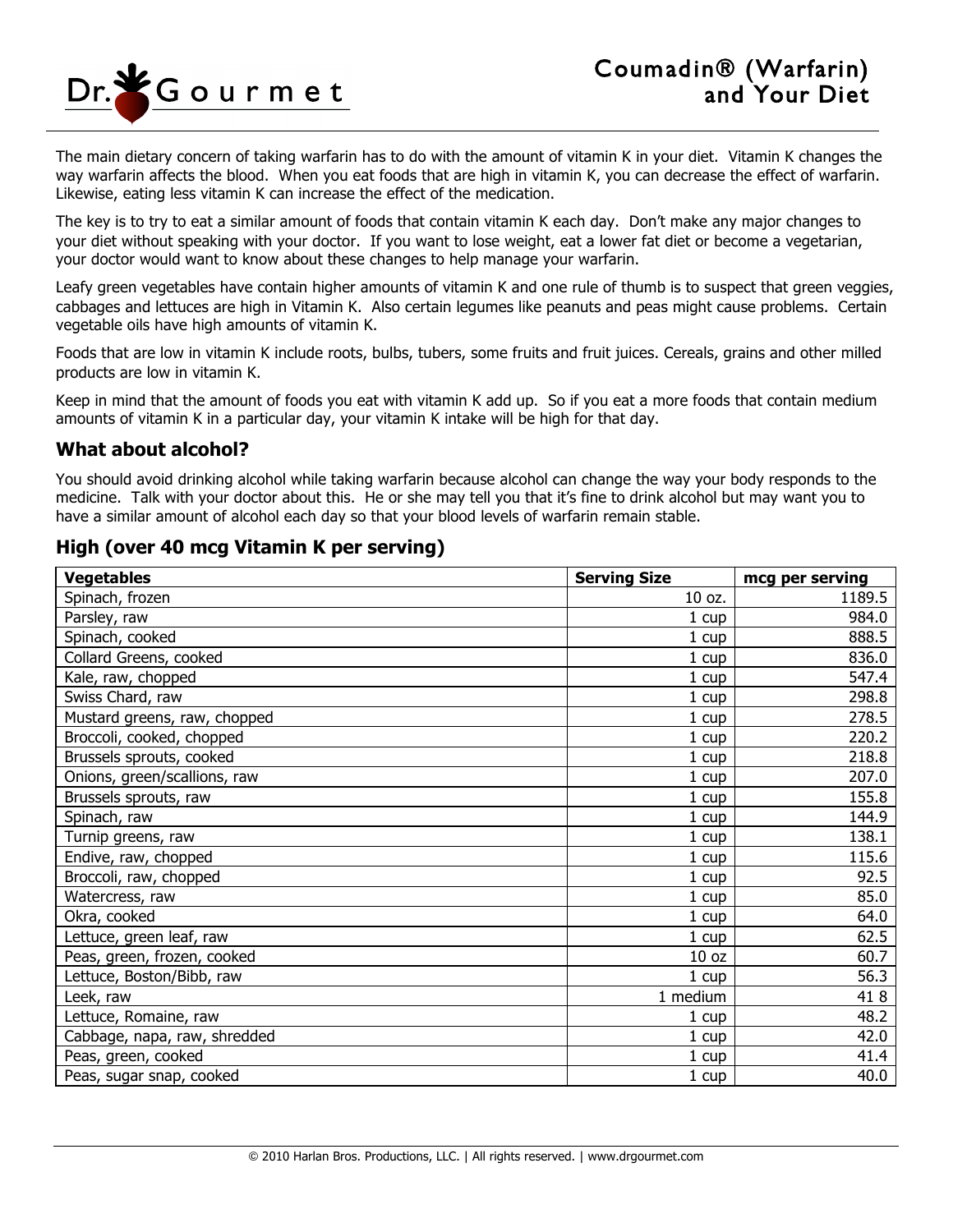# Coumadin® (Warfarin) and Your Diet

The main dietary concern of taking warfarin has to do with the amount of vitamin K in your diet. Vitamin K changes the way warfarin affects the blood. When you eat foods that are high in vitamin K, you can decrease the effect of warfarin. Likewise, eating less vitamin K can increase the effect of the medication.

The key is to try to eat a similar amount of foods that contain vitamin K each day. Don't make any major changes to your diet without speaking with your doctor. If you want to lose weight, eat a lower fat diet or become a vegetarian, your doctor would want to know about these changes to help manage your warfarin.

Leafy green vegetables have contain higher amounts of vitamin K and one rule of thumb is to suspect that green veggies, cabbages and lettuces are high in Vitamin K. Also certain legumes like peanuts and peas might cause problems. Certain vegetable oils have high amounts of vitamin K.

Foods that are low in vitamin K include roots, bulbs, tubers, some fruits and fruit juices. Cereals, grains and other milled products are low in vitamin K.

Keep in mind that the amount of foods you eat with vitamin K add up. So if you eat a more foods that contain medium amounts of vitamin K in a particular day, your vitamin K intake will be high for that day.

## What about alcohol?

You should avoid drinking alcohol while taking warfarin because alcohol can change the way your body responds to the medicine. Talk with your doctor about this. He or she may tell you that it's fine to drink alcohol but may want you to have a similar amount of alcohol each day so that your blood levels of warfarin remain stable.

## High (over 40 mcg Vitamin K per serving)

| Vegetables | Serving Size | mcg per serving |
|---|---|---|
| Spinach, frozen | 10 oz. | 1189.5 |
| Parsley, raw | 1 cup | 984.0 |
| Spinach, cooked | 1 cup | 888.5 |
| Collard Greens, cooked | 1 cup | 836.0 |
| Kale, raw, chopped | 1 cup | 547.4 |
| Swiss Chard, raw | 1 cup | 298.8 |
| Mustard greens, raw, chopped | 1 cup | 278.5 |
| Broccoli, cooked, chopped | 1 cup | 220.2 |
| Brussels sprouts, cooked | 1 cup | 218.8 |
| Onions, green/scallions, raw | 1 cup | 207.0 |
| Brussels sprouts, raw | 1 cup | 155.8 |
| Spinach, raw | 1 cup | 144.9 |
| Turnip greens, raw | 1 cup | 138.1 |
| Endive, raw, chopped | 1 cup | 115.6 |
| Broccoli, raw, chopped | 1 cup | 92.5 |
| Watercress, raw | 1 cup | 85.0 |
| Okra, cooked | 1 cup | 64.0 |
| Lettuce, green leaf, raw | 1 cup | 62.5 |
| Peas, green, frozen, cooked | 10 oz | 60.7 |
| Lettuce, Boston/Bibb, raw | 1 cup | 56.3 |
| Leek, raw | 1 medium | 41 8 |
| Lettuce, Romaine, raw | 1 cup | 48.2 |
| Cabbage, napa, raw, shredded | 1 cup | 42.0 |
| Peas, green, cooked | 1 cup | 41.4 |
| Peas, sugar snap, cooked | 1 cup | 40.0 |

© 2010 Harlan Bros. Productions, LLC. | All rights reserved. | www.drgourmet.com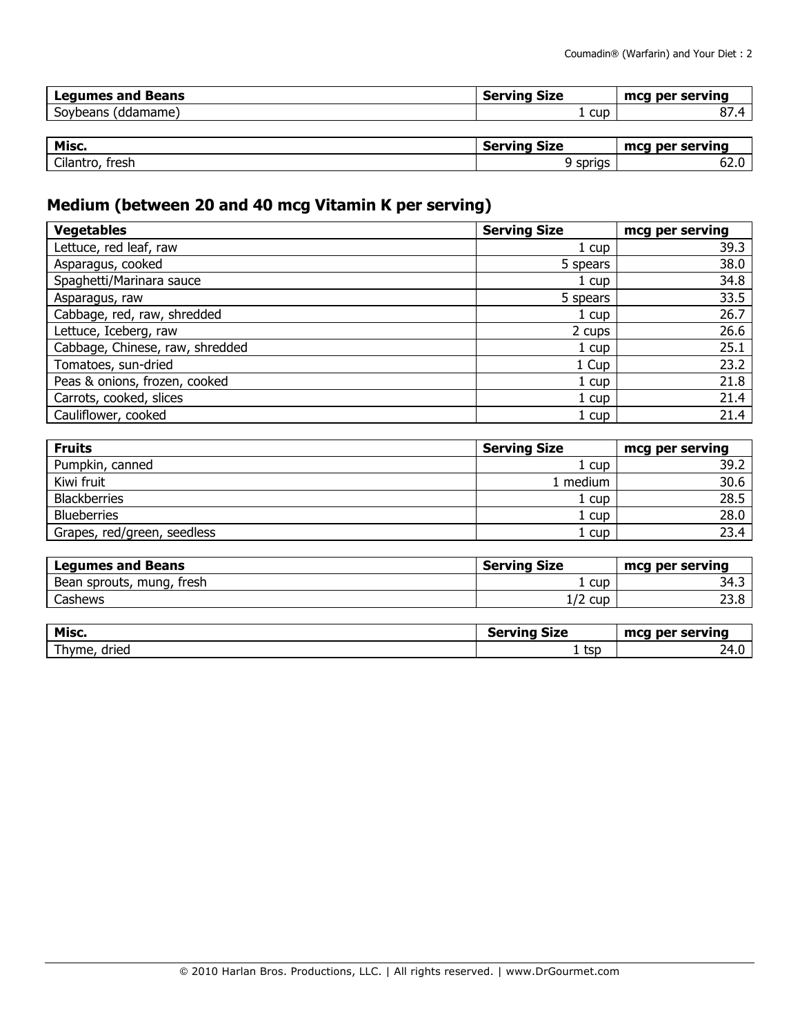| Legumes and Beans | Serving Size | mcg per serving |
| --- | --- | --- |
| Soybeans (ddamame) | 1 cup | 87.4 |

| Misc. | Serving Size | mcg per serving |
| --- | --- | --- |
| Cilantro, fresh | 9 sprigs | 62.0 |

## Medium (between 20 and 40 mcg Vitamin K per serving)

| Vegetables | Serving Size | mcg per serving |
| --- | --- | --- |
| Lettuce, red leaf, raw | 1 cup | 39.3 |
| Asparagus, cooked | 5 spears | 38.0 |
| Spaghetti/Marinara sauce | 1 cup | 34.8 |
| Asparagus, raw | 5 spears | 33.5 |
| Cabbage, red, raw, shredded | 1 cup | 26.7 |
| Lettuce, Iceberg, raw | 2 cups | 26.6 |
| Cabbage, Chinese, raw, shredded | 1 cup | 25.1 |
| Tomatoes, sun-dried | 1 Cup | 23.2 |
| Peas & onions, frozen, cooked | 1 cup | 21.8 |
| Carrots, cooked, slices | 1 cup | 21.4 |
| Cauliflower, cooked | 1 cup | 21.4 |

| Fruits | Serving Size | mcg per serving |
| --- | --- | --- |
| Pumpkin, canned | 1 cup | 39.2 |
| Kiwi fruit | 1 medium | 30.6 |
| Blackberries | 1 cup | 28.5 |
| Blueberries | 1 cup | 28.0 |
| Grapes, red/green, seedless | 1 cup | 23.4 |

| Legumes and Beans | Serving Size | mcg per serving |
| --- | --- | --- |
| Bean sprouts, mung, fresh | 1 cup | 34.3 |
| Cashews | 1/2 cup | 23.8 |

| Misc. | Serving Size | mcg per serving |
| --- | --- | --- |
| Thyme, dried | 1 tsp | 24.0 |

© 2010 Harlan Bros. Productions, LLC. | All rights reserved. | www.DrGourmet.com